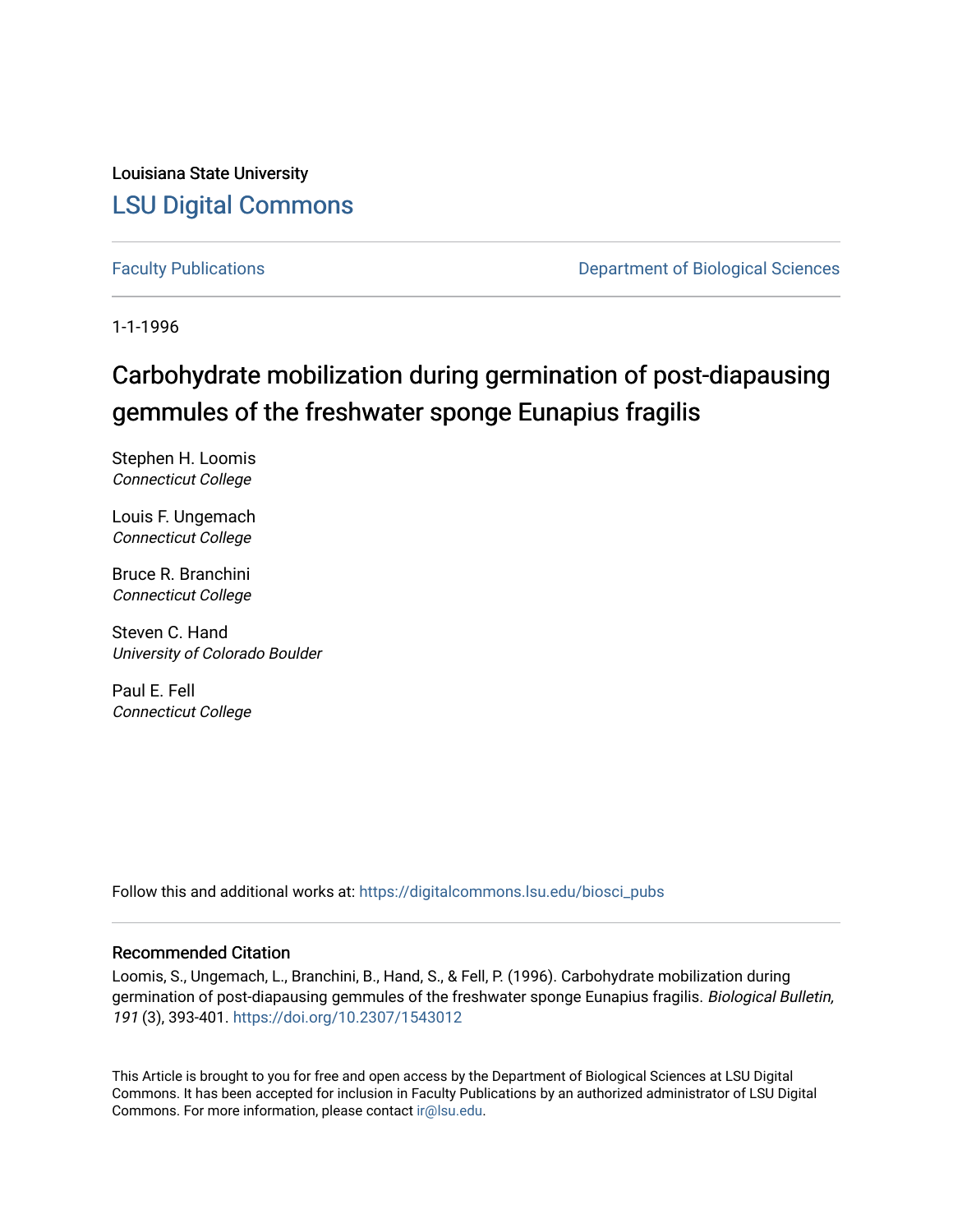Louisiana State University

# LSU Digital Commons

Faculty Publications | Department of Biological Sciences

1-1-1996

# Carbohydrate mobilization during germination of post-diapausing gemmules of the freshwater sponge Eunapius fragilis

Stephen H. Loomis
*Connecticut College*

Louis F. Ungemach
*Connecticut College*

Bruce R. Branchini
*Connecticut College*

Steven C. Hand
*University of Colorado Boulder*

Paul E. Fell
*Connecticut College*

Follow this and additional works at: https://digitalcommons.lsu.edu/biosci_pubs

## Recommended Citation

Loomis, S., Ungemach, L., Branchini, B., Hand, S., & Fell, P. (1996). Carbohydrate mobilization during germination of post-diapausing gemmules of the freshwater sponge Eunapius fragilis. *Biological Bulletin, 191* (3), 393-401. https://doi.org/10.2307/1543012

This Article is brought to you for free and open access by the Department of Biological Sciences at LSU Digital Commons. It has been accepted for inclusion in Faculty Publications by an authorized administrator of LSU Digital Commons. For more information, please contact ir@lsu.edu.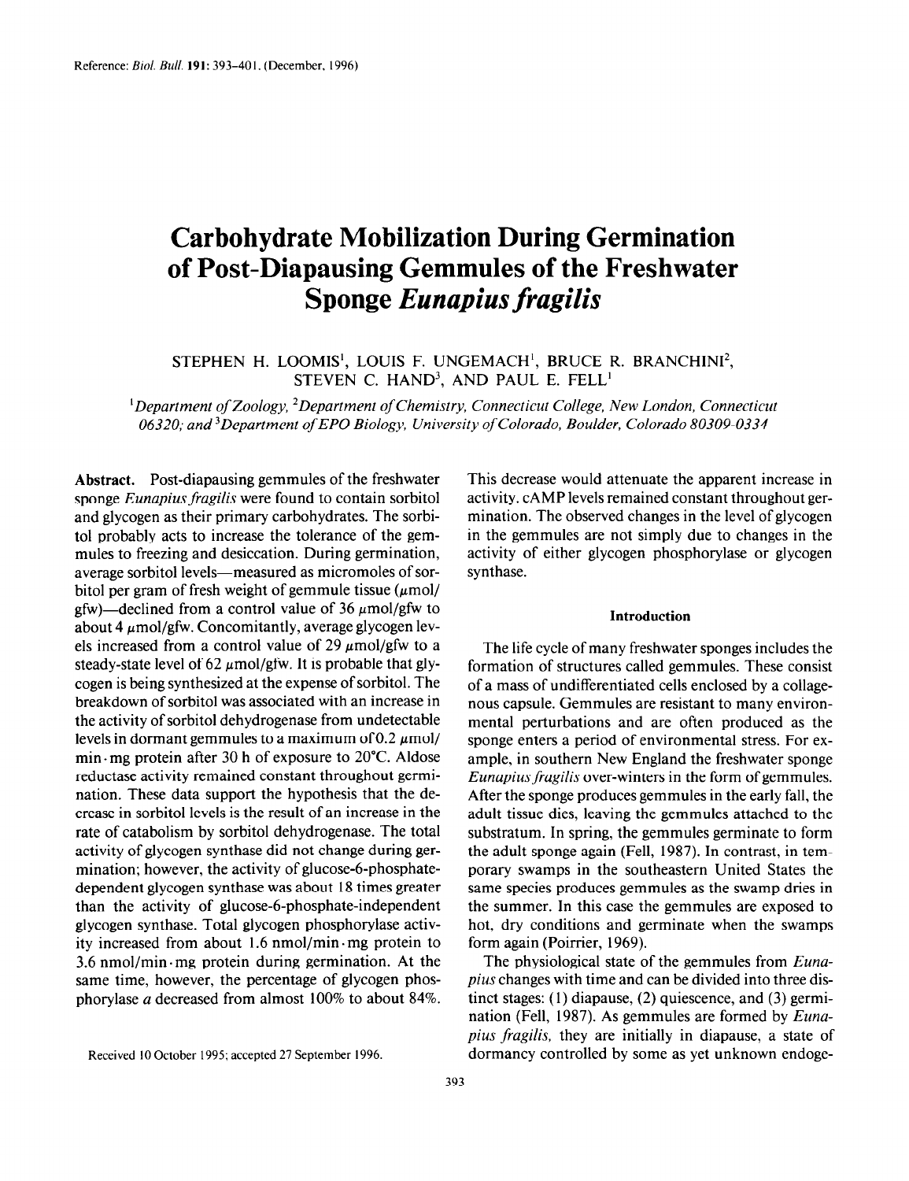Reference: *Biol. Bull.* **191**: 393–401. (December, 1996)

# Carbohydrate Mobilization During Germination of Post-Diapausing Gemmules of the Freshwater Sponge *Eunapius fragilis*

STEPHEN H. LOOMIS[1], LOUIS F. UNGEMACH[1], BRUCE R. BRANCHINI[2], STEVEN C. HAND[3], AND PAUL E. FELL[1]

[1]*Department of Zoology*, [2]*Department of Chemistry, Connecticut College, New London, Connecticut 06320; and* [3]*Department of EPO Biology, University of Colorado, Boulder, Colorado 80309-0334*

**Abstract.** Post-diapausing gemmules of the freshwater sponge *Eunapius fragilis* were found to contain sorbitol and glycogen as their primary carbohydrates. The sorbitol probably acts to increase the tolerance of the gemmules to freezing and desiccation. During germination, average sorbitol levels—measured as micromoles of sorbitol per gram of fresh weight of gemmule tissue (μmol/gfw)—declined from a control value of 36 μmol/gfw to about 4 μmol/gfw. Concomitantly, average glycogen levels increased from a control value of 29 μmol/gfw to a steady-state level of 62 μmol/gfw. It is probable that glycogen is being synthesized at the expense of sorbitol. The breakdown of sorbitol was associated with an increase in the activity of sorbitol dehydrogenase from undetectable levels in dormant gemmules to a maximum of 0.2 μmol/min · mg protein after 30 h of exposure to 20°C. Aldose reductase activity remained constant throughout germination. These data support the hypothesis that the decrease in sorbitol levels is the result of an increase in the rate of catabolism by sorbitol dehydrogenase. The total activity of glycogen synthase did not change during germination; however, the activity of glucose-6-phosphate-dependent glycogen synthase was about 18 times greater than the activity of glucose-6-phosphate-independent glycogen synthase. Total glycogen phosphorylase activity increased from about 1.6 nmol/min · mg protein to 3.6 nmol/min · mg protein during germination. At the same time, however, the percentage of glycogen phosphorylase *a* decreased from almost 100% to about 84%. This decrease would attenuate the apparent increase in activity. cAMP levels remained constant throughout germination. The observed changes in the level of glycogen in the gemmules are not simply due to changes in the activity of either glycogen phosphorylase or glycogen synthase.

Received 10 October 1995; accepted 27 September 1996.

## Introduction

The life cycle of many freshwater sponges includes the formation of structures called gemmules. These consist of a mass of undifferentiated cells enclosed by a collagenous capsule. Gemmules are resistant to many environmental perturbations and are often produced as the sponge enters a period of environmental stress. For example, in southern New England the freshwater sponge *Eunapius fragilis* over-winters in the form of gemmules. After the sponge produces gemmules in the early fall, the adult tissue dies, leaving the gemmules attached to the substratum. In spring, the gemmules germinate to form the adult sponge again (Fell, 1987). In contrast, in temporary swamps in the southeastern United States the same species produces gemmules as the swamp dries in the summer. In this case the gemmules are exposed to hot, dry conditions and germinate when the swamps form again (Poirrier, 1969).

The physiological state of the gemmules from *Eunapius* changes with time and can be divided into three distinct stages: (1) diapause, (2) quiescence, and (3) germination (Fell, 1987). As gemmules are formed by *Eunapius fragilis*, they are initially in diapause, a state of dormancy controlled by some as yet unknown endoge-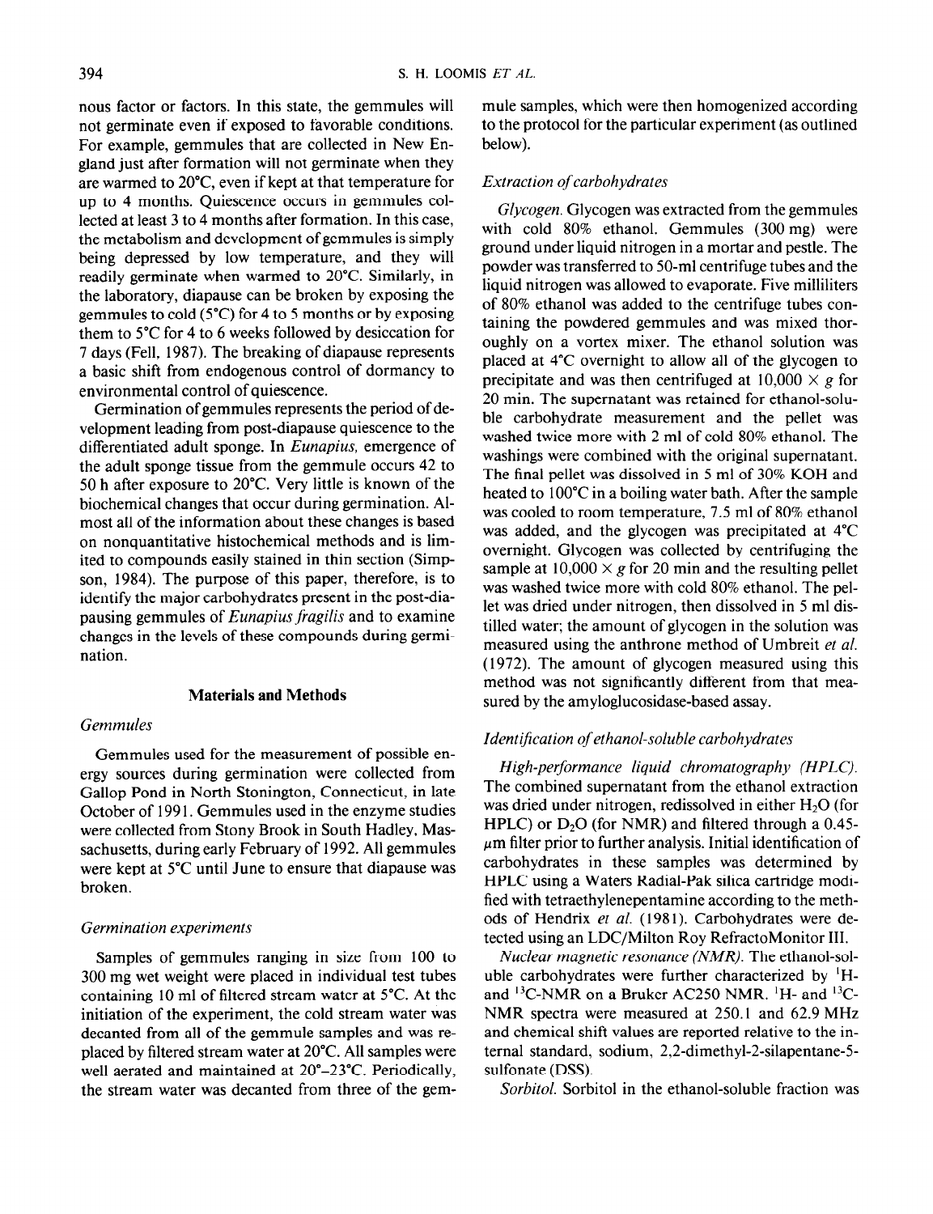nous factor or factors. In this state, the gemmules will not germinate even if exposed to favorable conditions. For example, gemmules that are collected in New England just after formation will not germinate when they are warmed to 20°C, even if kept at that temperature for up to 4 months. Quiescence occurs in gemmules collected at least 3 to 4 months after formation. In this case, the metabolism and development of gemmules is simply being depressed by low temperature, and they will readily germinate when warmed to 20°C. Similarly, in the laboratory, diapause can be broken by exposing the gemmules to cold (5°C) for 4 to 5 months or by exposing them to 5°C for 4 to 6 weeks followed by desiccation for 7 days (Fell, 1987). The breaking of diapause represents a basic shift from endogenous control of dormancy to environmental control of quiescence.

Germination of gemmules represents the period of development leading from post-diapause quiescence to the differentiated adult sponge. In *Eunapius*, emergence of the adult sponge tissue from the gemmule occurs 42 to 50 h after exposure to 20°C. Very little is known of the biochemical changes that occur during germination. Almost all of the information about these changes is based on nonquantitative histochemical methods and is limited to compounds easily stained in thin section (Simpson, 1984). The purpose of this paper, therefore, is to identify the major carbohydrates present in the post-diapausing gemmules of *Eunapius fragilis* and to examine changes in the levels of these compounds during germination.

## Materials and Methods

### *Gemmules*

Gemmules used for the measurement of possible energy sources during germination were collected from Gallop Pond in North Stonington, Connecticut, in late October of 1991. Gemmules used in the enzyme studies were collected from Stony Brook in South Hadley, Massachusetts, during early February of 1992. All gemmules were kept at 5°C until June to ensure that diapause was broken.

### *Germination experiments*

Samples of gemmules ranging in size from 100 to 300 mg wet weight were placed in individual test tubes containing 10 ml of filtered stream water at 5°C. At the initiation of the experiment, the cold stream water was decanted from all of the gemmule samples and was replaced by filtered stream water at 20°C. All samples were well aerated and maintained at 20°–23°C. Periodically, the stream water was decanted from three of the gemmule samples, which were then homogenized according to the protocol for the particular experiment (as outlined below).

### *Extraction of carbohydrates*

*Glycogen.* Glycogen was extracted from the gemmules with cold 80% ethanol. Gemmules (300 mg) were ground under liquid nitrogen in a mortar and pestle. The powder was transferred to 50-ml centrifuge tubes and the liquid nitrogen was allowed to evaporate. Five milliliters of 80% ethanol was added to the centrifuge tubes containing the powdered gemmules and was mixed thoroughly on a vortex mixer. The ethanol solution was placed at 4°C overnight to allow all of the glycogen to precipitate and was then centrifuged at $10{,}000 \times g$ for 20 min. The supernatant was retained for ethanol-soluble carbohydrate measurement and the pellet was washed twice more with 2 ml of cold 80% ethanol. The washings were combined with the original supernatant. The final pellet was dissolved in 5 ml of 30% KOH and heated to 100°C in a boiling water bath. After the sample was cooled to room temperature, 7.5 ml of 80% ethanol was added, and the glycogen was precipitated at 4°C overnight. Glycogen was collected by centrifuging the sample at $10{,}000 \times g$ for 20 min and the resulting pellet was washed twice more with cold 80% ethanol. The pellet was dried under nitrogen, then dissolved in 5 ml distilled water; the amount of glycogen in the solution was measured using the anthrone method of Umbreit *et al.* (1972). The amount of glycogen measured using this method was not significantly different from that measured by the amyloglucosidase-based assay.

### *Identification of ethanol-soluble carbohydrates*

*High-performance liquid chromatography (HPLC).* The combined supernatant from the ethanol extraction was dried under nitrogen, redissolved in either $H_2O$ (for HPLC) or $D_2O$ (for NMR) and filtered through a 0.45-$\mu$m filter prior to further analysis. Initial identification of carbohydrates in these samples was determined by HPLC using a Waters Radial-Pak silica cartridge modified with tetraethylenepentamine according to the methods of Hendrix *et al.* (1981). Carbohydrates were detected using an LDC/Milton Roy RefractoMonitor III.

*Nuclear magnetic resonance (NMR).* The ethanol-soluble carbohydrates were further characterized by $^1$H- and $^{13}$C-NMR on a Bruker AC250 NMR. $^1$H- and $^{13}$C-NMR spectra were measured at 250.1 and 62.9 MHz and chemical shift values are reported relative to the internal standard, sodium, 2,2-dimethyl-2-silapentane-5-sulfonate (DSS).

*Sorbitol.* Sorbitol in the ethanol-soluble fraction was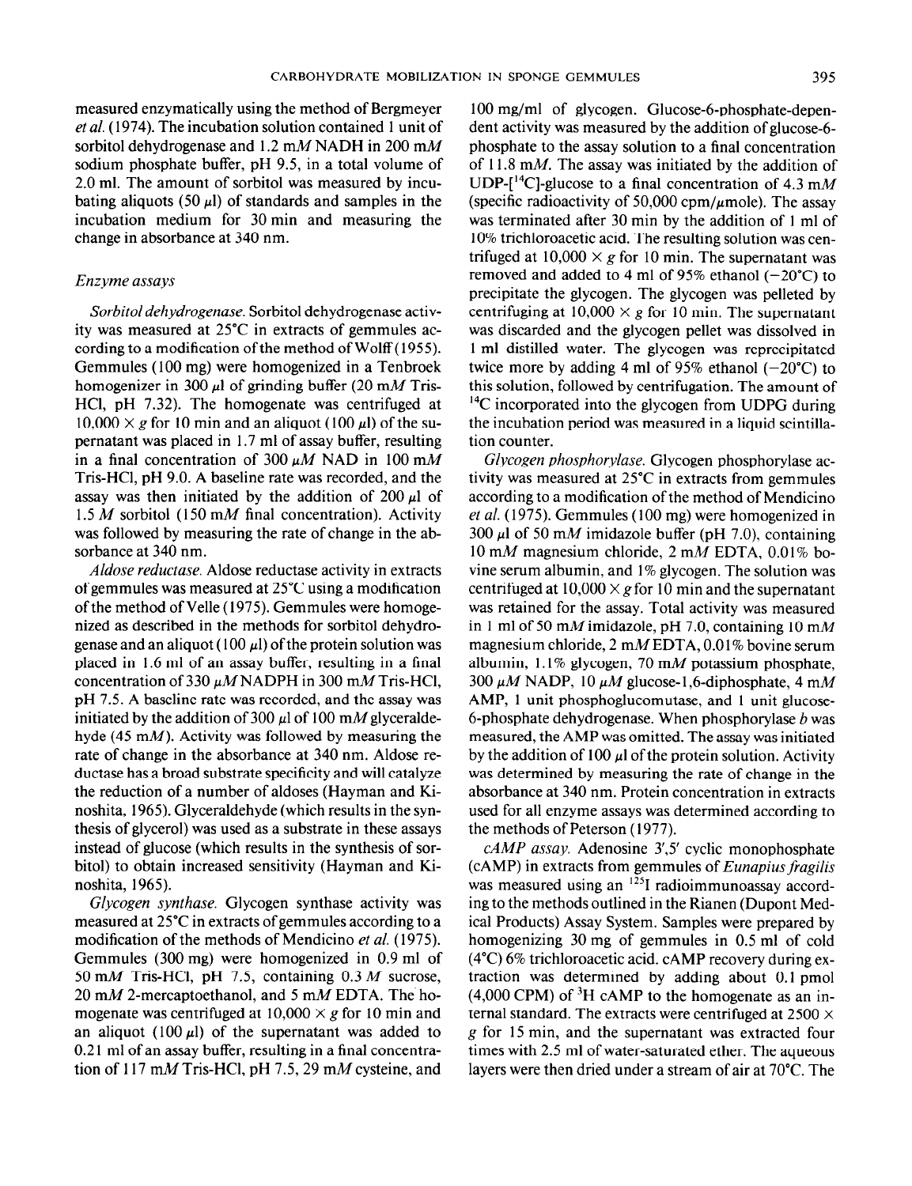measured enzymatically using the method of Bergmeyer *et al.* (1974). The incubation solution contained 1 unit of sorbitol dehydrogenase and 1.2 m*M* NADH in 200 m*M* sodium phosphate buffer, pH 9.5, in a total volume of 2.0 ml. The amount of sorbitol was measured by incubating aliquots (50 μl) of standards and samples in the incubation medium for 30 min and measuring the change in absorbance at 340 nm.

### *Enzyme assays*

*Sorbitol dehydrogenase.* Sorbitol dehydrogenase activity was measured at 25°C in extracts of gemmules according to a modification of the method of Wolff (1955). Gemmules (100 mg) were homogenized in a Tenbroek homogenizer in 300 μl of grinding buffer (20 m*M* Tris-HCl, pH 7.32). The homogenate was centrifuged at $10{,}000 \times g$ for 10 min and an aliquot (100 μl) of the supernatant was placed in 1.7 ml of assay buffer, resulting in a final concentration of 300 μ*M* NAD in 100 m*M* Tris-HCl, pH 9.0. A baseline rate was recorded, and the assay was then initiated by the addition of 200 μl of 1.5 *M* sorbitol (150 m*M* final concentration). Activity was followed by measuring the rate of change in the absorbance at 340 nm.

*Aldose reductase.* Aldose reductase activity in extracts of gemmules was measured at 25°C using a modification of the method of Velle (1975). Gemmules were homogenized as described in the methods for sorbitol dehydrogenase and an aliquot (100 μl) of the protein solution was placed in 1.6 ml of an assay buffer, resulting in a final concentration of 330 μ*M* NADPH in 300 m*M* Tris-HCl, pH 7.5. A baseline rate was recorded, and the assay was initiated by the addition of 300 μl of 100 m*M* glyceraldehyde (45 m*M*). Activity was followed by measuring the rate of change in the absorbance at 340 nm. Aldose reductase has a broad substrate specificity and will catalyze the reduction of a number of aldoses (Hayman and Kinoshita, 1965). Glyceraldehyde (which results in the synthesis of glycerol) was used as a substrate in these assays instead of glucose (which results in the synthesis of sorbitol) to obtain increased sensitivity (Hayman and Kinoshita, 1965).

*Glycogen synthase.* Glycogen synthase activity was measured at 25°C in extracts of gemmules according to a modification of the methods of Mendicino *et al.* (1975). Gemmules (300 mg) were homogenized in 0.9 ml of 50 m*M* Tris-HCl, pH 7.5, containing 0.3 *M* sucrose, 20 m*M* 2-mercaptoethanol, and 5 m*M* EDTA. The homogenate was centrifuged at $10{,}000 \times g$ for 10 min and an aliquot (100 μl) of the supernatant was added to 0.21 ml of an assay buffer, resulting in a final concentration of 117 m*M* Tris-HCl, pH 7.5, 29 m*M* cysteine, and 100 mg/ml of glycogen. Glucose-6-phosphate-dependent activity was measured by the addition of glucose-6-phosphate to the assay solution to a final concentration of 11.8 m*M*. The assay was initiated by the addition of UDP-[$^{14}$C]-glucose to a final concentration of 4.3 m*M* (specific radioactivity of 50,000 cpm/μmole). The assay was terminated after 30 min by the addition of 1 ml of 10% trichloroacetic acid. The resulting solution was centrifuged at $10{,}000 \times g$ for 10 min. The supernatant was removed and added to 4 ml of 95% ethanol (−20°C) to precipitate the glycogen. The glycogen was pelleted by centrifuging at $10{,}000 \times g$ for 10 min. The supernatant was discarded and the glycogen pellet was dissolved in 1 ml distilled water. The glycogen was reprecipitated twice more by adding 4 ml of 95% ethanol (−20°C) to this solution, followed by centrifugation. The amount of $^{14}$C incorporated into the glycogen from UDPG during the incubation period was measured in a liquid scintillation counter.

*Glycogen phosphorylase.* Glycogen phosphorylase activity was measured at 25°C in extracts from gemmules according to a modification of the method of Mendicino *et al.* (1975). Gemmules (100 mg) were homogenized in 300 μl of 50 m*M* imidazole buffer (pH 7.0), containing 10 m*M* magnesium chloride, 2 m*M* EDTA, 0.01% bovine serum albumin, and 1% glycogen. The solution was centrifuged at $10{,}000 \times g$ for 10 min and the supernatant was retained for the assay. Total activity was measured in 1 ml of 50 m*M* imidazole, pH 7.0, containing 10 m*M* magnesium chloride, 2 m*M* EDTA, 0.01% bovine serum albumin, 1.1% glycogen, 70 m*M* potassium phosphate, 300 μ*M* NADP, 10 μ*M* glucose-1,6-diphosphate, 4 m*M* AMP, 1 unit phosphoglucomutase, and 1 unit glucose-6-phosphate dehydrogenase. When phosphorylase *b* was measured, the AMP was omitted. The assay was initiated by the addition of 100 μl of the protein solution. Activity was determined by measuring the rate of change in the absorbance at 340 nm. Protein concentration in extracts used for all enzyme assays was determined according to the methods of Peterson (1977).

*cAMP assay.* Adenosine 3′,5′ cyclic monophosphate (cAMP) in extracts from gemmules of *Eunapius fragilis* was measured using an $^{125}$I radioimmunoassay according to the methods outlined in the Rianen (Dupont Medical Products) Assay System. Samples were prepared by homogenizing 30 mg of gemmules in 0.5 ml of cold (4°C) 6% trichloroacetic acid. cAMP recovery during extraction was determined by adding about 0.1 pmol (4,000 CPM) of $^{3}$H cAMP to the homogenate as an internal standard. The extracts were centrifuged at $2500 \times g$ for 15 min, and the supernatant was extracted four times with 2.5 ml of water-saturated ether. The aqueous layers were then dried under a stream of air at 70°C. The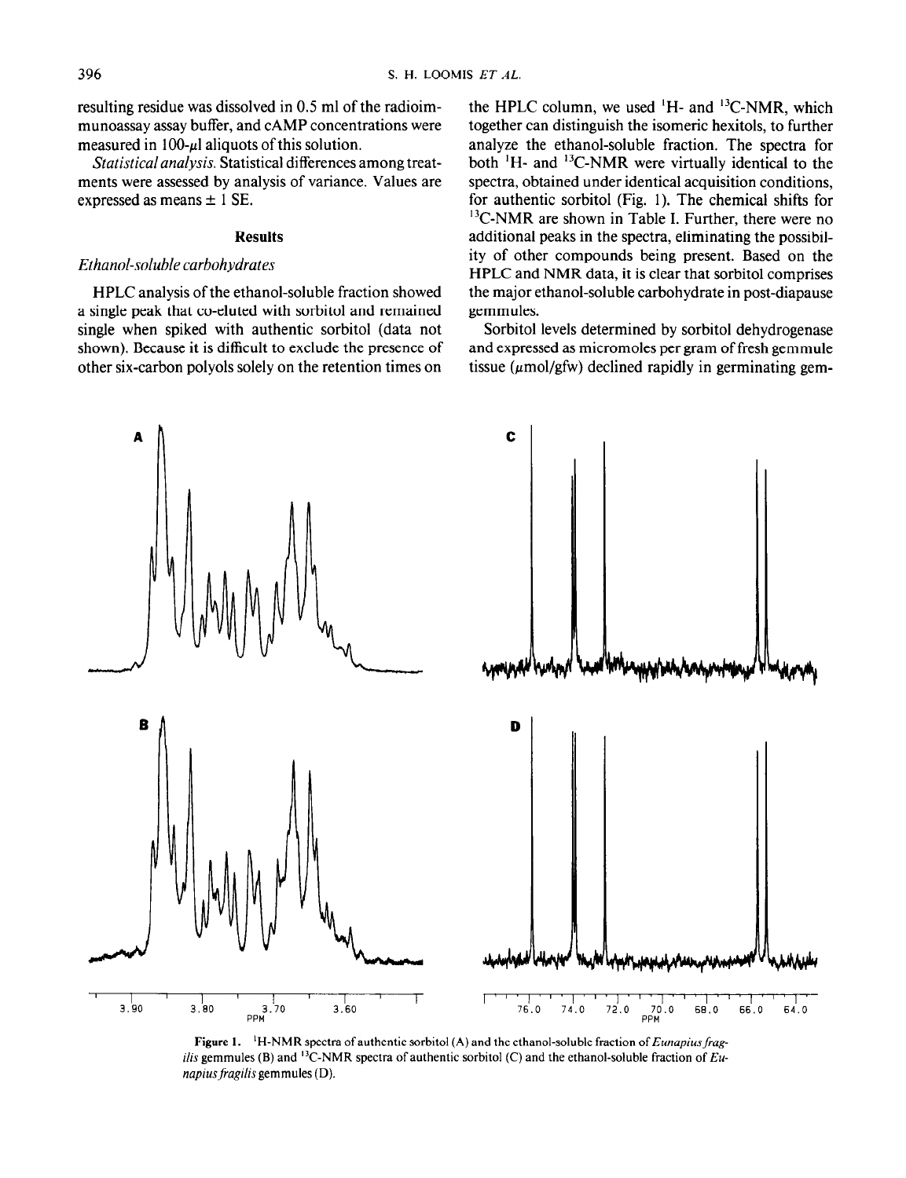resulting residue was dissolved in 0.5 ml of the radioimmunoassay assay buffer, and cAMP concentrations were measured in 100-μl aliquots of this solution.

*Statistical analysis.* Statistical differences among treatments were assessed by analysis of variance. Values are expressed as means ± 1 SE.

## Results

### *Ethanol-soluble carbohydrates*

HPLC analysis of the ethanol-soluble fraction showed a single peak that co-eluted with sorbitol and remained single when spiked with authentic sorbitol (data not shown). Because it is difficult to exclude the presence of other six-carbon polyols solely on the retention times on the HPLC column, we used $^{1}$H- and $^{13}$C-NMR, which together can distinguish the isomeric hexitols, to further analyze the ethanol-soluble fraction. The spectra for both $^{1}$H- and $^{13}$C-NMR were virtually identical to the spectra, obtained under identical acquisition conditions, for authentic sorbitol (Fig. 1). The chemical shifts for $^{13}$C-NMR are shown in Table I. Further, there were no additional peaks in the spectra, eliminating the possibility of other compounds being present. Based on the HPLC and NMR data, it is clear that sorbitol comprises the major ethanol-soluble carbohydrate in post-diapause gemmules.

Sorbitol levels determined by sorbitol dehydrogenase and expressed as micromoles per gram of fresh gemmule tissue (μmol/gfw) declined rapidly in germinating gem-

**Figure 1.** $^{1}$H-NMR spectra of authentic sorbitol (A) and the ethanol-soluble fraction of *Eunapius fragilis* gemmules (B) and $^{13}$C-NMR spectra of authentic sorbitol (C) and the ethanol-soluble fraction of *Eunapius fragilis* gemmules (D).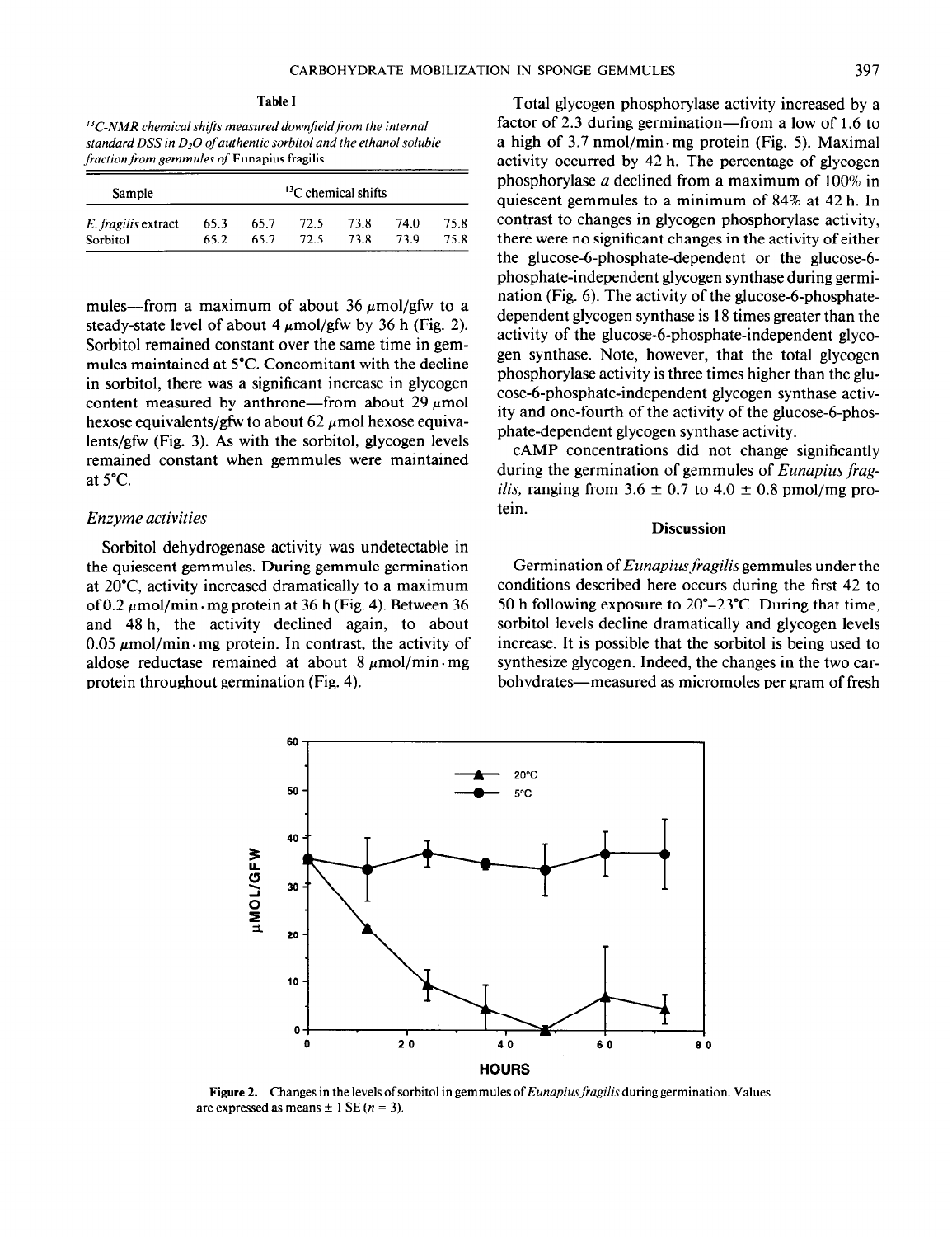**Table I**

*$^{13}$C-NMR chemical shifts measured downfield from the internal standard DSS in $D_2O$ of authentic sorbitol and the ethanol soluble fraction from gemmules of* Eunapius fragilis

| Sample | $^{13}$C chemical shifts | | | | | |
|---|---|---|---|---|---|---|
| *E. fragilis* extract | 65.3 | 65.7 | 72.5 | 73.8 | 74.0 | 75.8 |
| Sorbitol | 65.2 | 65.7 | 72.5 | 73.8 | 73.9 | 75.8 |

mules—from a maximum of about 36 μmol/gfw to a steady-state level of about 4 μmol/gfw by 36 h (Fig. 2). Sorbitol remained constant over the same time in gemmules maintained at 5°C. Concomitant with the decline in sorbitol, there was a significant increase in glycogen content measured by anthrone—from about 29 μmol hexose equivalents/gfw to about 62 μmol hexose equivalents/gfw (Fig. 3). As with the sorbitol, glycogen levels remained constant when gemmules were maintained at 5°C.

### *Enzyme activities*

Sorbitol dehydrogenase activity was undetectable in the quiescent gemmules. During gemmule germination at 20°C, activity increased dramatically to a maximum of 0.2 μmol/min · mg protein at 36 h (Fig. 4). Between 36 and 48 h, the activity declined again, to about 0.05 μmol/min · mg protein. In contrast, the activity of aldose reductase remained at about 8 μmol/min · mg protein throughout germination (Fig. 4).

Total glycogen phosphorylase activity increased by a factor of 2.3 during germination—from a low of 1.6 to a high of 3.7 nmol/min · mg protein (Fig. 5). Maximal activity occurred by 42 h. The percentage of glycogen phosphorylase *a* declined from a maximum of 100% in quiescent gemmules to a minimum of 84% at 42 h. In contrast to changes in glycogen phosphorylase activity, there were no significant changes in the activity of either the glucose-6-phosphate-dependent or the glucose-6-phosphate-independent glycogen synthase during germination (Fig. 6). The activity of the glucose-6-phosphate-dependent glycogen synthase is 18 times greater than the activity of the glucose-6-phosphate-independent glycogen synthase. Note, however, that the total glycogen phosphorylase activity is three times higher than the glucose-6-phosphate-independent glycogen synthase activity and one-fourth of the activity of the glucose-6-phosphate-dependent glycogen synthase activity.

cAMP concentrations did not change significantly during the germination of gemmules of *Eunapius fragilis*, ranging from 3.6 ± 0.7 to 4.0 ± 0.8 pmol/mg protein.

## Discussion

Germination of *Eunapius fragilis* gemmules under the conditions described here occurs during the first 42 to 50 h following exposure to 20°–23°C. During that time, sorbitol levels decline dramatically and glycogen levels increase. It is possible that the sorbitol is being used to synthesize glycogen. Indeed, the changes in the two carbohydrates—measured as micromoles per gram of fresh

**Figure 2.** Changes in the levels of sorbitol in gemmules of *Eunapius fragilis* during germination. Values are expressed as means ± 1 SE ($n = 3$).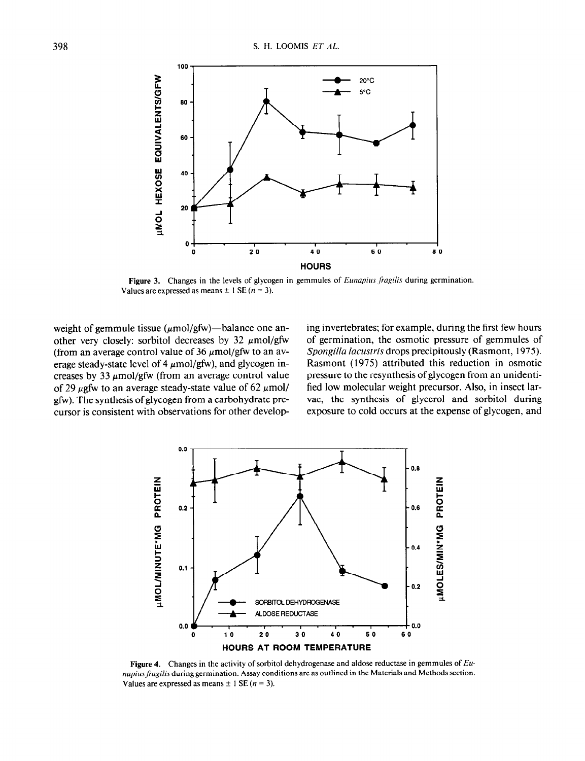Figure 3. Changes in the levels of glycogen in gemmules of *Eunapius fragilis* during germination. Values are expressed as means ± 1 SE ($n$ = 3).

weight of gemmule tissue (μmol/gfw)—balance one another very closely: sorbitol decreases by 32 μmol/gfw (from an average control value of 36 μmol/gfw to an average steady-state level of 4 μmol/gfw), and glycogen increases by 33 μmol/gfw (from an average control value of 29 μgfw to an average steady-state value of 62 μmol/gfw). The synthesis of glycogen from a carbohydrate precursor is consistent with observations for other developing invertebrates; for example, during the first few hours of germination, the osmotic pressure of gemmules of *Spongilla lacustris* drops precipitously (Rasmont, 1975). Rasmont (1975) attributed this reduction in osmotic pressure to the resynthesis of glycogen from an unidentified low molecular weight precursor. Also, in insect larvae, the synthesis of glycerol and sorbitol during exposure to cold occurs at the expense of glycogen, and

Figure 4. Changes in the activity of sorbitol dehydrogenase and aldose reductase in gemmules of *Eunapius fragilis* during germination. Assay conditions are as outlined in the Materials and Methods section. Values are expressed as means ± 1 SE ($n$ = 3).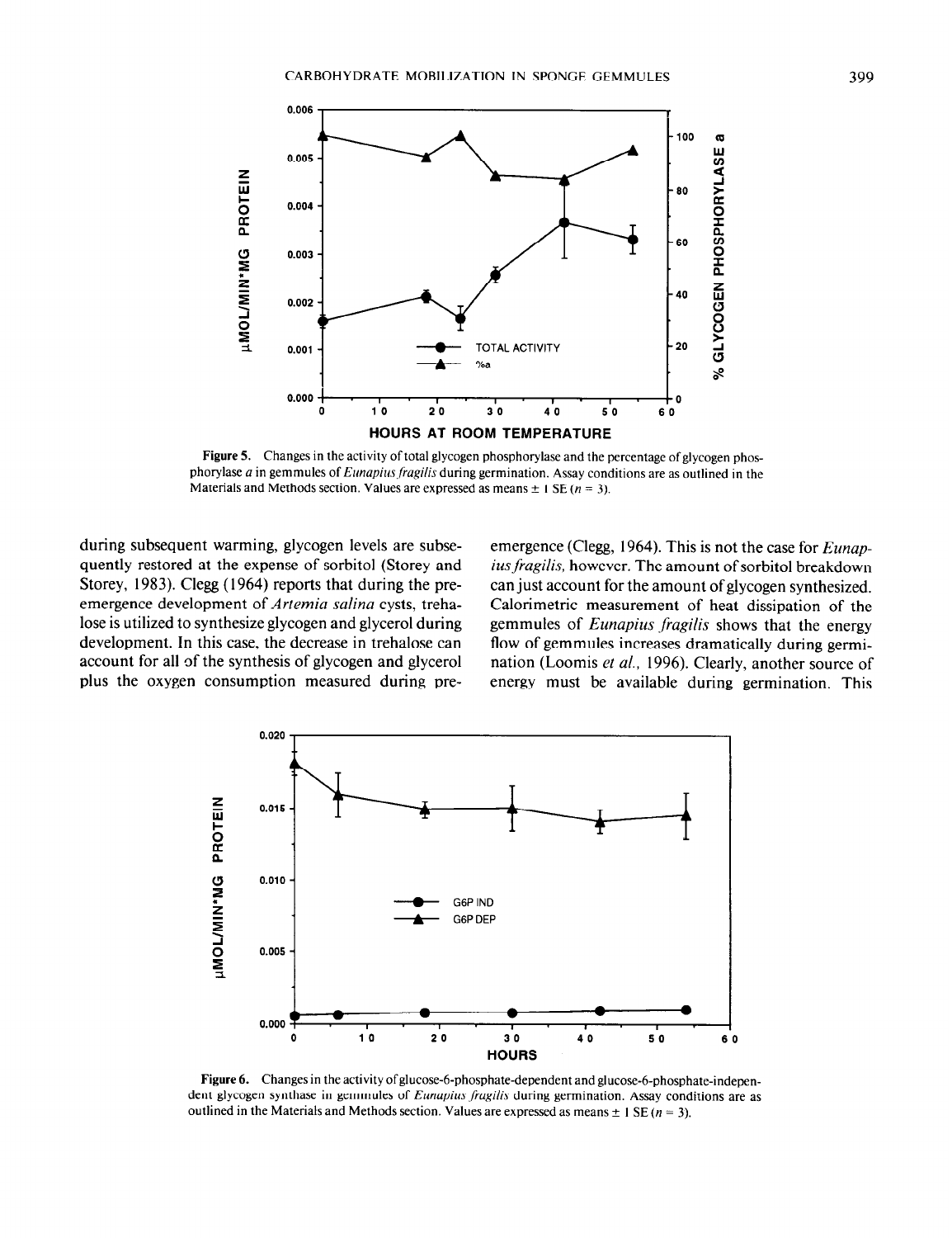Figure 5. Changes in the activity of total glycogen phosphorylase and the percentage of glycogen phosphorylase *a* in gemmules of *Eunapius fragilis* during germination. Assay conditions are as outlined in the Materials and Methods section. Values are expressed as means ± 1 SE ($n = 3$).

during subsequent warming, glycogen levels are subsequently restored at the expense of sorbitol (Storey and Storey, 1983). Clegg (1964) reports that during the pre-emergence development of *Artemia salina* cysts, trehalose is utilized to synthesize glycogen and glycerol during development. In this case, the decrease in trehalose can account for all of the synthesis of glycogen and glycerol plus the oxygen consumption measured during pre-emergence (Clegg, 1964). This is not the case for *Eunapius fragilis*, however. The amount of sorbitol breakdown can just account for the amount of glycogen synthesized. Calorimetric measurement of heat dissipation of the gemmules of *Eunapius fragilis* shows that the energy flow of gemmules increases dramatically during germination (Loomis *et al.*, 1996). Clearly, another source of energy must be available during germination. This

Figure 6. Changes in the activity of glucose-6-phosphate-dependent and glucose-6-phosphate-independent glycogen synthase in gemmules of *Eunapius fragilis* during germination. Assay conditions are as outlined in the Materials and Methods section. Values are expressed as means ± 1 SE ($n = 3$).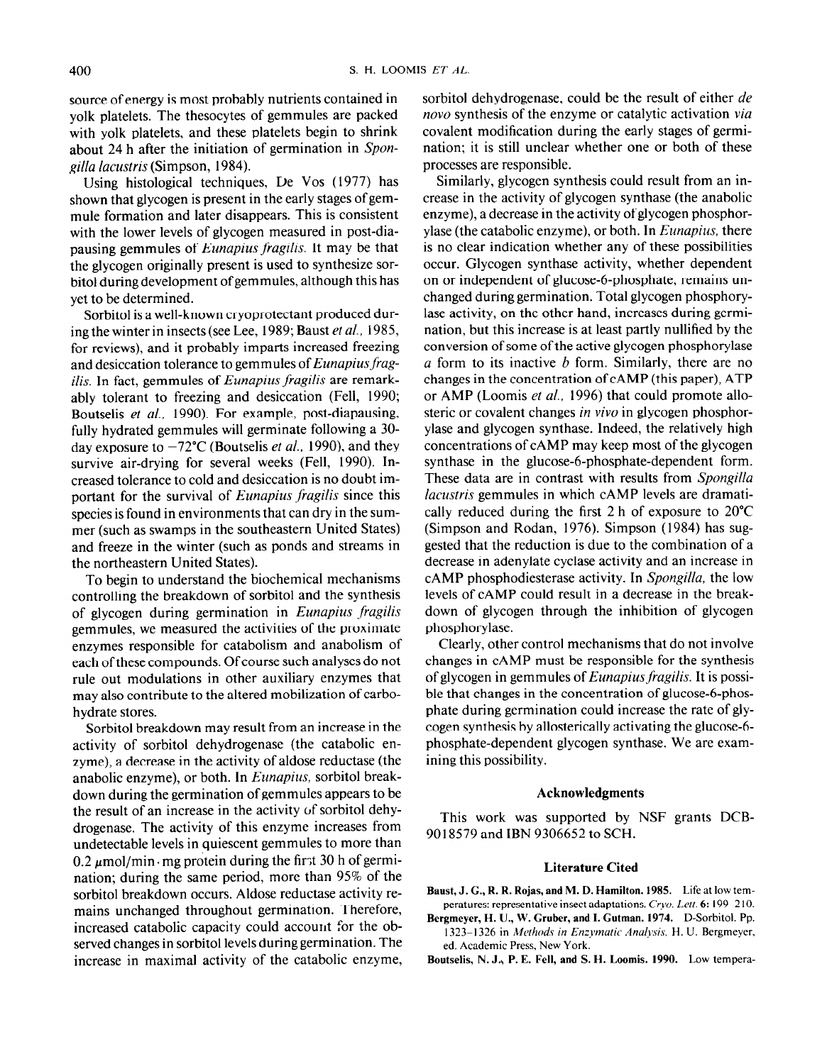source of energy is most probably nutrients contained in yolk platelets. The thesocytes of gemmules are packed with yolk platelets, and these platelets begin to shrink about 24 h after the initiation of germination in *Spongilla lacustris* (Simpson, 1984).

Using histological techniques, De Vos (1977) has shown that glycogen is present in the early stages of gemmule formation and later disappears. This is consistent with the lower levels of glycogen measured in post-diapausing gemmules of *Eunapius fragilis*. It may be that the glycogen originally present is used to synthesize sorbitol during development of gemmules, although this has yet to be determined.

Sorbitol is a well-known cryoprotectant produced during the winter in insects (see Lee, 1989; Baust *et al.*, 1985, for reviews), and it probably imparts increased freezing and desiccation tolerance to gemmules of *Eunapius fragilis*. In fact, gemmules of *Eunapius fragilis* are remarkably tolerant to freezing and desiccation (Fell, 1990; Boutselis *et al.*, 1990). For example, post-diapausing, fully hydrated gemmules will germinate following a 30-day exposure to −72°C (Boutselis *et al.*, 1990), and they survive air-drying for several weeks (Fell, 1990). Increased tolerance to cold and desiccation is no doubt important for the survival of *Eunapius fragilis* since this species is found in environments that can dry in the summer (such as swamps in the southeastern United States) and freeze in the winter (such as ponds and streams in the northeastern United States).

To begin to understand the biochemical mechanisms controlling the breakdown of sorbitol and the synthesis of glycogen during germination in *Eunapius fragilis* gemmules, we measured the activities of the proximate enzymes responsible for catabolism and anabolism of each of these compounds. Of course such analyses do not rule out modulations in other auxiliary enzymes that may also contribute to the altered mobilization of carbohydrate stores.

Sorbitol breakdown may result from an increase in the activity of sorbitol dehydrogenase (the catabolic enzyme), a decrease in the activity of aldose reductase (the anabolic enzyme), or both. In *Eunapius*, sorbitol breakdown during the germination of gemmules appears to be the result of an increase in the activity of sorbitol dehydrogenase. The activity of this enzyme increases from undetectable levels in quiescent gemmules to more than 0.2 μmol/min · mg protein during the first 30 h of germination; during the same period, more than 95% of the sorbitol breakdown occurs. Aldose reductase activity remains unchanged throughout germination. Therefore, increased catabolic capacity could account for the observed changes in sorbitol levels during germination. The increase in maximal activity of the catabolic enzyme, sorbitol dehydrogenase, could be the result of either *de novo* synthesis of the enzyme or catalytic activation *via* covalent modification during the early stages of germination; it is still unclear whether one or both of these processes are responsible.

Similarly, glycogen synthesis could result from an increase in the activity of glycogen synthase (the anabolic enzyme), a decrease in the activity of glycogen phosphorylase (the catabolic enzyme), or both. In *Eunapius*, there is no clear indication whether any of these possibilities occur. Glycogen synthase activity, whether dependent on or independent of glucose-6-phosphate, remains unchanged during germination. Total glycogen phosphorylase activity, on the other hand, increases during germination, but this increase is at least partly nullified by the conversion of some of the active glycogen phosphorylase *a* form to its inactive *b* form. Similarly, there are no changes in the concentration of cAMP (this paper), ATP or AMP (Loomis *et al.*, 1996) that could promote allosteric or covalent changes *in vivo* in glycogen phosphorylase and glycogen synthase. Indeed, the relatively high concentrations of cAMP may keep most of the glycogen synthase in the glucose-6-phosphate-dependent form. These data are in contrast with results from *Spongilla lacustris* gemmules in which cAMP levels are dramatically reduced during the first 2 h of exposure to 20°C (Simpson and Rodan, 1976). Simpson (1984) has suggested that the reduction is due to the combination of a decrease in adenylate cyclase activity and an increase in cAMP phosphodiesterase activity. In *Spongilla*, the low levels of cAMP could result in a decrease in the breakdown of glycogen through the inhibition of glycogen phosphorylase.

Clearly, other control mechanisms that do not involve changes in cAMP must be responsible for the synthesis of glycogen in gemmules of *Eunapius fragilis*. It is possible that changes in the concentration of glucose-6-phosphate during germination could increase the rate of glycogen synthesis by allosterically activating the glucose-6-phosphate-dependent glycogen synthase. We are examining this possibility.

## Acknowledgments

This work was supported by NSF grants DCB-9018579 and IBN 9306652 to SCH.

## Literature Cited

**Baust, J. G., R. R. Rojas, and M. D. Hamilton. 1985.** Life at low temperatures: representative insect adaptations. *Cryo. Lett.* 6: 199–210.

**Bergmeyer, H. U., W. Gruber, and I. Gutman. 1974.** D-Sorbitol. Pp. 1323–1326 in *Methods in Enzymatic Analysis*, H. U. Bergmeyer, ed. Academic Press, New York.

**Boutselis, N. J., P. E. Fell, and S. H. Loomis. 1990.** Low tempera-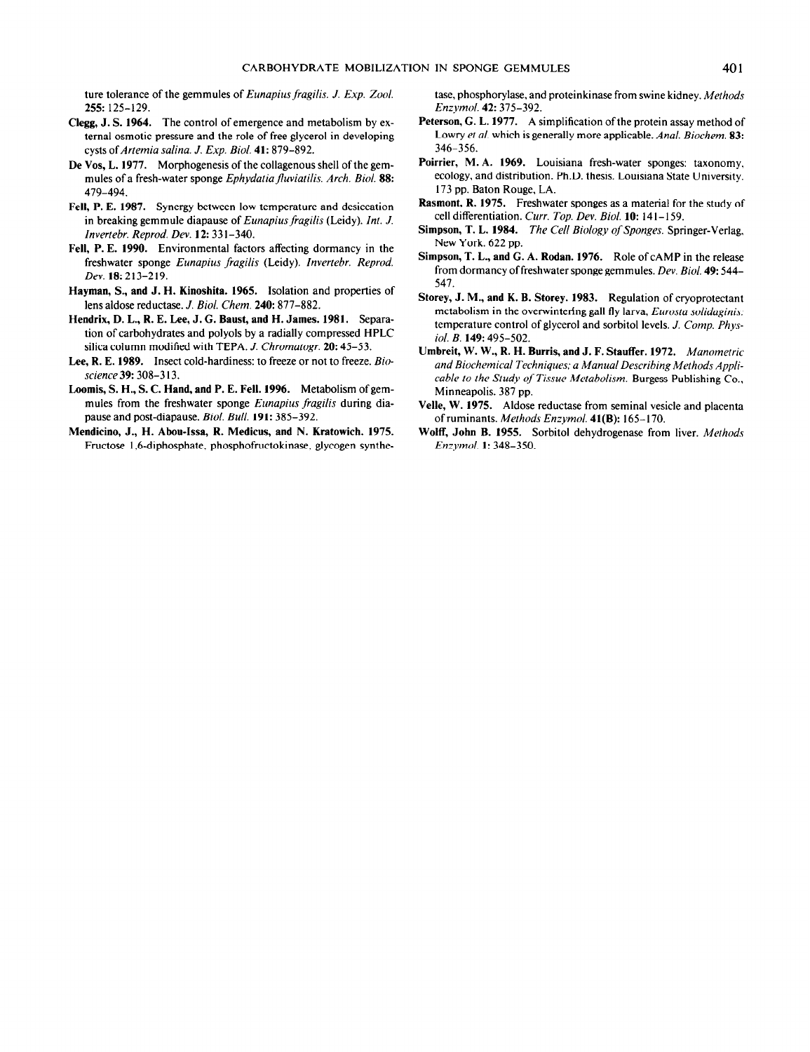ture tolerance of the gemmules of *Eunapius fragilis*. *J. Exp. Zool.* **255:** 125–129.

**Clegg, J. S. 1964.** The control of emergence and metabolism by external osmotic pressure and the role of free glycerol in developing cysts of *Artemia salina*. *J. Exp. Biol.* **41:** 879–892.

**De Vos, L. 1977.** Morphogenesis of the collagenous shell of the gemmules of a fresh-water sponge *Ephydatia fluviatilis*. *Arch. Biol.* **88:** 479–494.

**Fell, P. E. 1987.** Synergy between low temperature and desiccation in breaking gemmule diapause of *Eunapius fragilis* (Leidy). *Int. J. Invertebr. Reprod. Dev.* **12:** 331–340.

**Fell, P. E. 1990.** Environmental factors affecting dormancy in the freshwater sponge *Eunapius fragilis* (Leidy). *Invertebr. Reprod. Dev.* **18:** 213–219.

**Hayman, S., and J. H. Kinoshita. 1965.** Isolation and properties of lens aldose reductase. *J. Biol. Chem.* **240:** 877–882.

**Hendrix, D. L., R. E. Lee, J. G. Baust, and H. James. 1981.** Separation of carbohydrates and polyols by a radially compressed HPLC silica column modified with TEPA. *J. Chromatogr.* **20:** 45–53.

**Lee, R. E. 1989.** Insect cold-hardiness: to freeze or not to freeze. *Bioscience* **39:** 308–313.

**Loomis, S. H., S. C. Hand, and P. E. Fell. 1996.** Metabolism of gemmules from the freshwater sponge *Eunapius fragilis* during diapause and post-diapause. *Biol. Bull.* **191:** 385–392.

**Mendicino, J., H. Abou-Issa, R. Medicus, and N. Kratowich. 1975.** Fructose 1,6-diphosphate, phosphofructokinase, glycogen synthetase, phosphorylase, and proteinkinase from swine kidney. *Methods Enzymol.* **42:** 375–392.

**Peterson, G. L. 1977.** A simplification of the protein assay method of Lowry *et al.* which is generally more applicable. *Anal. Biochem.* **83:** 346–356.

**Poirrier, M. A. 1969.** Louisiana fresh-water sponges: taxonomy, ecology, and distribution. Ph.D. thesis. Louisiana State University. 173 pp. Baton Rouge, LA.

**Rasmont, R. 1975.** Freshwater sponges as a material for the study of cell differentiation. *Curr. Top. Dev. Biol.* **10:** 141–159.

**Simpson, T. L. 1984.** *The Cell Biology of Sponges.* Springer-Verlag, New York. 622 pp.

**Simpson, T. L., and G. A. Rodan. 1976.** Role of cAMP in the release from dormancy of freshwater sponge gemmules. *Dev. Biol.* **49:** 544–547.

**Storey, J. M., and K. B. Storey. 1983.** Regulation of cryoprotectant metabolism in the overwintering gall fly larva, *Eurosta solidaginis*: temperature control of glycerol and sorbitol levels. *J. Comp. Physiol. B.* **149:** 495–502.

**Umbreit, W. W., R. H. Burris, and J. F. Stauffer. 1972.** *Manometric and Biochemical Techniques; a Manual Describing Methods Applicable to the Study of Tissue Metabolism.* Burgess Publishing Co., Minneapolis. 387 pp.

**Velle, W. 1975.** Aldose reductase from seminal vesicle and placenta of ruminants. *Methods Enzymol.* **41(B):** 165–170.

**Wolff, John B. 1955.** Sorbitol dehydrogenase from liver. *Methods Enzymol.* **1:** 348–350.